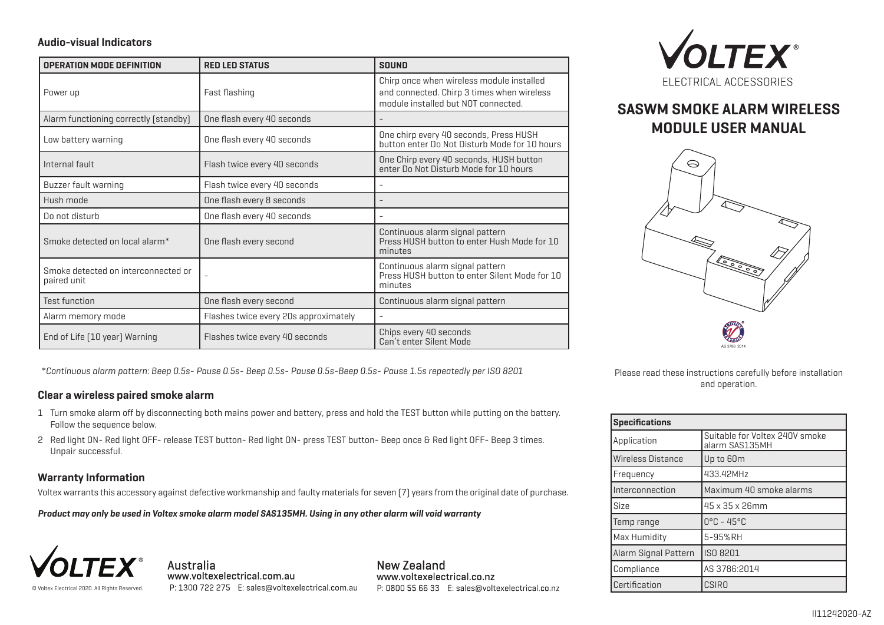# SASWM SMOKE ALARM WIRELESS MODULE USER MANUAL

VOLTEX® ELECTRICAL ACCESSORIES

AS 3786 2014

Please read these instructions carefully before installation and operation.

| Specifications | |
|---|---|
| Application | Suitable for Voltex 240V smoke alarm SAS135MH |
| Wireless Distance | Up to 60m |
| Frequency | 433.42MHz |
| Interconnection | Maximum 40 smoke alarms |
| Size | 45 x 35 x 26mm |
| Temp range | 0°C - 45°C |
| Max Humidity | 5-95%RH |
| Alarm Signal Pattern | ISO 8201 |
| Compliance | AS 3786:2014 |
| Certification | CSIRO |

### Audio-visual Indicators

| OPERATION MODE DEFINITION | RED LED STATUS | SOUND |
|---|---|---|
| Power up | Fast flashing | Chirp once when wireless module installed and connected. Chirp 3 times when wireless module installed but NOT connected. |
| Alarm functioning correctly (standby) | One flash every 40 seconds | - |
| Low battery warning | One flash every 40 seconds | One chirp every 40 seconds, Press HUSH button enter Do Not Disturb Mode for 10 hours |
| Internal fault | Flash twice every 40 seconds | One Chirp every 40 seconds, HUSH button enter Do Not Disturb Mode for 10 hours |
| Buzzer fault warning | Flash twice every 40 seconds | - |
| Hush mode | One flash every 8 seconds | - |
| Do not disturb | One flash every 40 seconds | - |
| Smoke detected on local alarm* | One flash every second | Continuous alarm signal pattern Press HUSH button to enter Hush Mode for 10 minutes |
| Smoke detected on interconnected or paired unit | - | Continuous alarm signal pattern Press HUSH button to enter Silent Mode for 10 minutes |
| Test function | One flash every second | Continuous alarm signal pattern |
| Alarm memory mode | Flashes twice every 20s approximately | - |
| End of Life (10 year) Warning | Flashes twice every 40 seconds | Chips every 40 seconds Can't enter Silent Mode |

*\*Continuous alarm pattern: Beep 0.5s- Pause 0.5s- Beep 0.5s- Pause 0.5s-Beep 0.5s- Pause 1.5s repeatedly per ISO 8201*

### Clear a wireless paired smoke alarm

1. Turn smoke alarm off by disconnecting both mains power and battery, press and hold the TEST button while putting on the battery. Follow the sequence below.
2. Red light ON- Red light OFF- release TEST button- Red light ON- press TEST button- Beep once & Red light OFF- Beep 3 times. Unpair successful.

### Warranty Information

Voltex warrants this accessory against defective workmanship and faulty materials for seven (7) years from the original date of purchase.

***Product may only be used in Voltex smoke alarm model SAS135MH. Using in any other alarm will void warranty***

VOLTEX®

© Voltex Electrical 2020. All Rights Reserved.

Australia
www.voltexelectrical.com.au
P: 1300 722 275 E: sales@voltexelectrical.com.au

New Zealand
www.voltexelectrical.co.nz
P: 0800 55 66 33 E: sales@voltexelectrical.co.nz

II11242020-AZ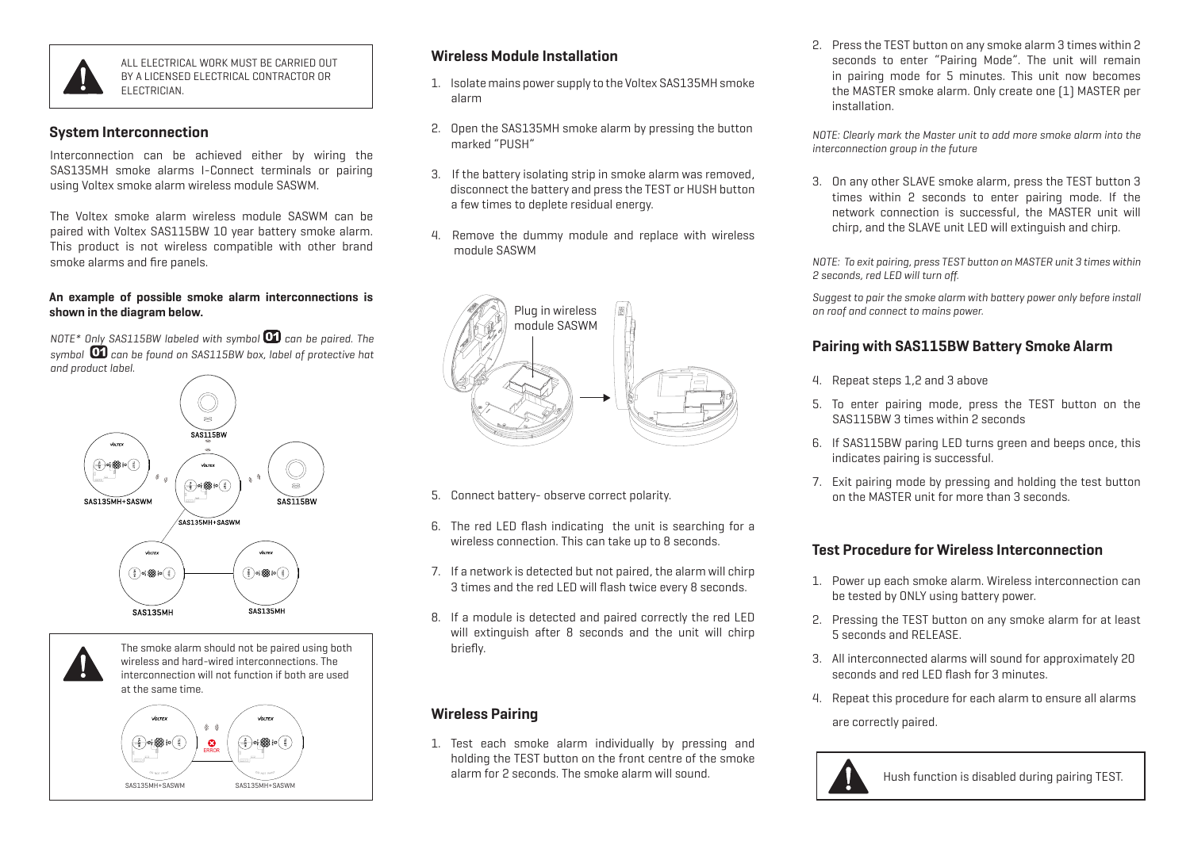ALL ELECTRICAL WORK MUST BE CARRIED OUT BY A LICENSED ELECTRICAL CONTRACTOR OR ELECTRICIAN.

## System Interconnection

Interconnection can be achieved either by wiring the SAS135MH smoke alarms I-Connect terminals or pairing using Voltex smoke alarm wireless module SASWM.

The Voltex smoke alarm wireless module SASWM can be paired with Voltex SAS115BW 10 year battery smoke alarm. This product is not wireless compatible with other brand smoke alarms and fire panels.

**An example of possible smoke alarm interconnections is shown in the diagram below.**

*NOTE* Only SAS115BW labeled with symbol 01 can be paired. The symbol 01 can be found on SAS115BW box, label of protective hat and product label.*

SAS115BW

SAS135MH+SASWM

SAS135MH+SASWM

SAS115BW

SAS135MH

SAS135MH

The smoke alarm should not be paired using both wireless and hard-wired interconnections. The interconnection will not function if both are used at the same time.

ERROR

SAS135MH+SASWM

SAS135MH+SASWM

## Wireless Module Installation

1. Isolate mains power supply to the Voltex SAS135MH smoke alarm
2. Open the SAS135MH smoke alarm by pressing the button marked "PUSH"
3. If the battery isolating strip in smoke alarm was removed, disconnect the battery and press the TEST or HUSH button a few times to deplete residual energy.
4. Remove the dummy module and replace with wireless module SASWM

Plug in wireless module SASWM

5. Connect battery- observe correct polarity.
6. The red LED flash indicating the unit is searching for a wireless connection. This can take up to 8 seconds.
7. If a network is detected but not paired, the alarm will chirp 3 times and the red LED will flash twice every 8 seconds.
8. If a module is detected and paired correctly the red LED will extinguish after 8 seconds and the unit will chirp briefly.

## Wireless Pairing

1. Test each smoke alarm individually by pressing and holding the TEST button on the front centre of the smoke alarm for 2 seconds. The smoke alarm will sound.
2. Press the TEST button on any smoke alarm 3 times within 2 seconds to enter "Pairing Mode". The unit will remain in pairing mode for 5 minutes. This unit now becomes the MASTER smoke alarm. Only create one (1) MASTER per installation.

*NOTE: Clearly mark the Master unit to add more smoke alarm into the interconnection group in the future*

3. On any other SLAVE smoke alarm, press the TEST button 3 times within 2 seconds to enter pairing mode. If the network connection is successful, the MASTER unit will chirp, and the SLAVE unit LED will extinguish and chirp.

*NOTE: To exit pairing, press TEST button on MASTER unit 3 times within 2 seconds, red LED will turn off.*

*Suggest to pair the smoke alarm with battery power only before install on roof and connect to mains power.*

## Pairing with SAS115BW Battery Smoke Alarm

4. Repeat steps 1,2 and 3 above
5. To enter pairing mode, press the TEST button on the SAS115BW 3 times within 2 seconds
6. If SAS115BW paring LED turns green and beeps once, this indicates pairing is successful.
7. Exit pairing mode by pressing and holding the test button on the MASTER unit for more than 3 seconds.

## Test Procedure for Wireless Interconnection

1. Power up each smoke alarm. Wireless interconnection can be tested by ONLY using battery power.
2. Pressing the TEST button on any smoke alarm for at least 5 seconds and RELEASE.
3. All interconnected alarms will sound for approximately 20 seconds and red LED flash for 3 minutes.
4. Repeat this procedure for each alarm to ensure all alarms are correctly paired.

Hush function is disabled during pairing TEST.